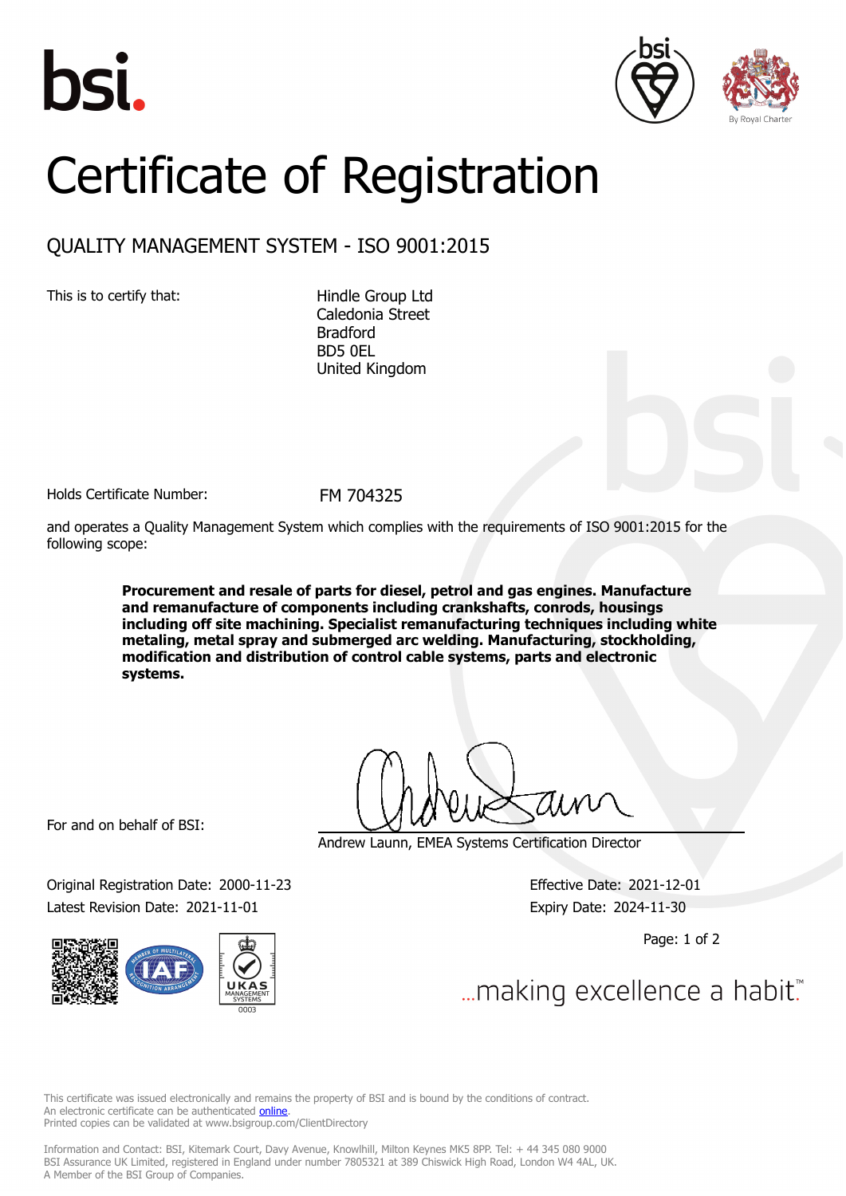# Certificate of Registration

## QUALITY MANAGEMENT SYSTEM - ISO 9001:2015

This is to certify that:

Hindle Group Ltd
Caledonia Street
Bradford
BD5 0EL
United Kingdom

Holds Certificate Number: FM 704325

and operates a Quality Management System which complies with the requirements of ISO 9001:2015 for the following scope:

**Procurement and resale of parts for diesel, petrol and gas engines. Manufacture and remanufacture of components including crankshafts, conrods, housings including off site machining. Specialist remanufacturing techniques including white metaling, metal spray and submerged arc welding. Manufacturing, stockholding, modification and distribution of control cable systems, parts and electronic systems.**

For and on behalf of BSI:

Andrew Launn, EMEA Systems Certification Director

Original Registration Date: 2000-11-23
Latest Revision Date: 2021-11-01

Effective Date: 2021-12-01
Expiry Date: 2024-11-30

...making excellence a habit.™

This certificate was issued electronically and remains the property of BSI and is bound by the conditions of contract.
An electronic certificate can be authenticated online.
Printed copies can be validated at www.bsigroup.com/ClientDirectory

Information and Contact: BSI, Kitemark Court, Davy Avenue, Knowlhill, Milton Keynes MK5 8PP. Tel: + 44 345 080 9000
BSI Assurance UK Limited, registered in England under number 7805321 at 389 Chiswick High Road, London W4 4AL, UK.
A Member of the BSI Group of Companies.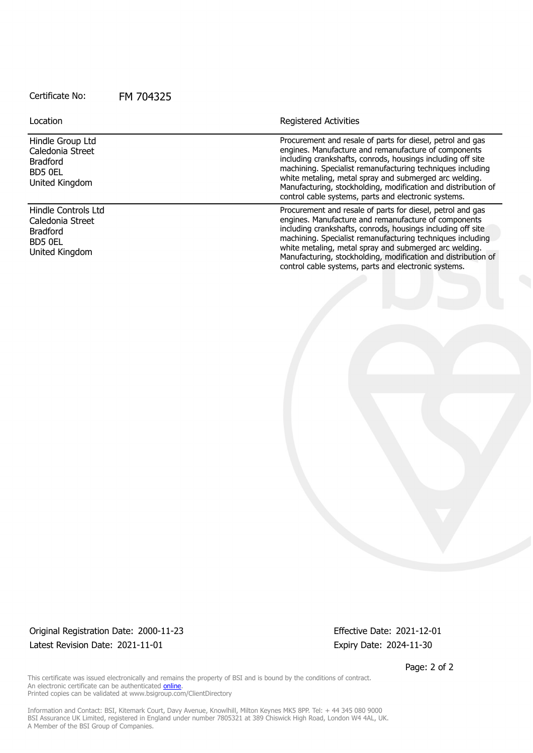Certificate No: FM 704325

| Location | Registered Activities |
| --- | --- |
| Hindle Group Ltd<br>Caledonia Street<br>Bradford<br>BD5 0EL<br>United Kingdom | Procurement and resale of parts for diesel, petrol and gas engines. Manufacture and remanufacture of components including crankshafts, conrods, housings including off site machining. Specialist remanufacturing techniques including white metaling, metal spray and submerged arc welding. Manufacturing, stockholding, modification and distribution of control cable systems, parts and electronic systems. |
| Hindle Controls Ltd<br>Caledonia Street<br>Bradford<br>BD5 0EL<br>United Kingdom | Procurement and resale of parts for diesel, petrol and gas engines. Manufacture and remanufacture of components including crankshafts, conrods, housings including off site machining. Specialist remanufacturing techniques including white metaling, metal spray and submerged arc welding. Manufacturing, stockholding, modification and distribution of control cable systems, parts and electronic systems. |

Original Registration Date: 2000-11-23
Latest Revision Date: 2021-11-01

Effective Date: 2021-12-01
Expiry Date: 2024-11-30

This certificate was issued electronically and remains the property of BSI and is bound by the conditions of contract.
An electronic certificate can be authenticated online.
Printed copies can be validated at www.bsigroup.com/ClientDirectory

Information and Contact: BSI, Kitemark Court, Davy Avenue, Knowlhill, Milton Keynes MK5 8PP. Tel: + 44 345 080 9000
BSI Assurance UK Limited, registered in England under number 7805321 at 389 Chiswick High Road, London W4 4AL, UK.
A Member of the BSI Group of Companies.